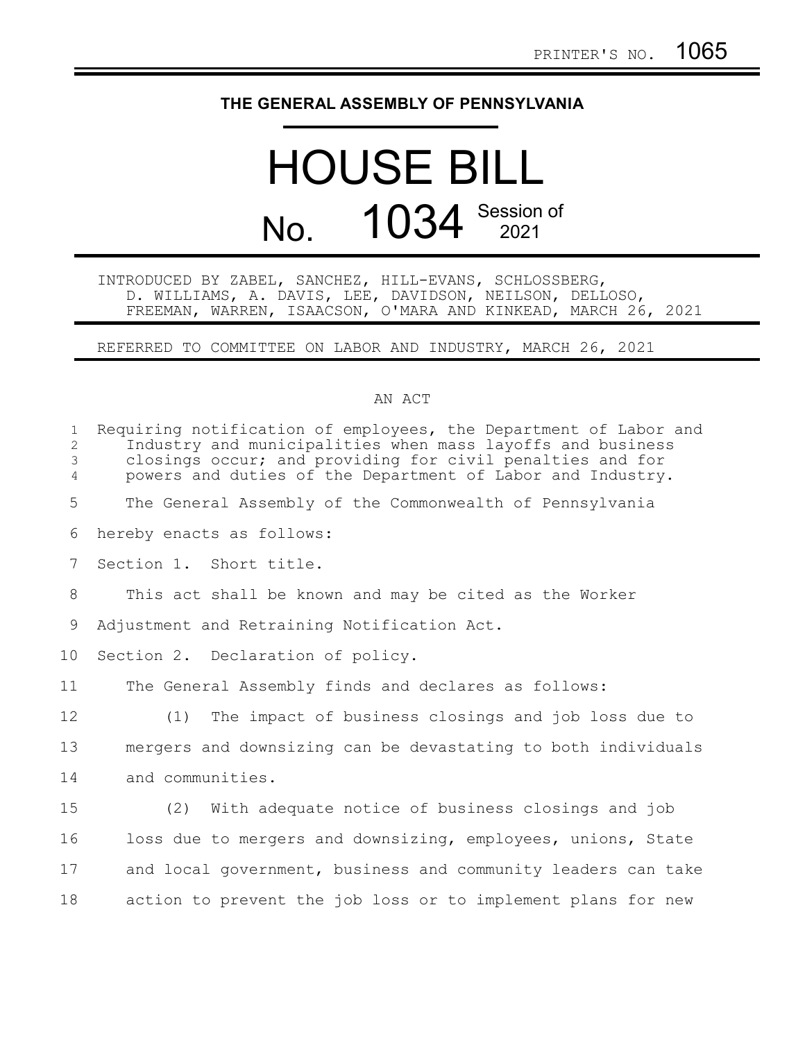PRINTER'S NO. 1065

# THE GENERAL ASSEMBLY OF PENNSYLVANIA

# HOUSE BILL

## No. 1034 Session of 2021

INTRODUCED BY ZABEL, SANCHEZ, HILL-EVANS, SCHLOSSBERG, D. WILLIAMS, A. DAVIS, LEE, DAVIDSON, NEILSON, DELLOSO, FREEMAN, WARREN, ISAACSON, O'MARA AND KINKEAD, MARCH 26, 2021

REFERRED TO COMMITTEE ON LABOR AND INDUSTRY, MARCH 26, 2021

AN ACT

Requiring notification of employees, the Department of Labor and Industry and municipalities when mass layoffs and business closings occur; and providing for civil penalties and for powers and duties of the Department of Labor and Industry.

The General Assembly of the Commonwealth of Pennsylvania hereby enacts as follows:

Section 1. Short title.

This act shall be known and may be cited as the Worker Adjustment and Retraining Notification Act.

Section 2. Declaration of policy.

The General Assembly finds and declares as follows:

(1) The impact of business closings and job loss due to mergers and downsizing can be devastating to both individuals and communities.

(2) With adequate notice of business closings and job loss due to mergers and downsizing, employees, unions, State and local government, business and community leaders can take action to prevent the job loss or to implement plans for new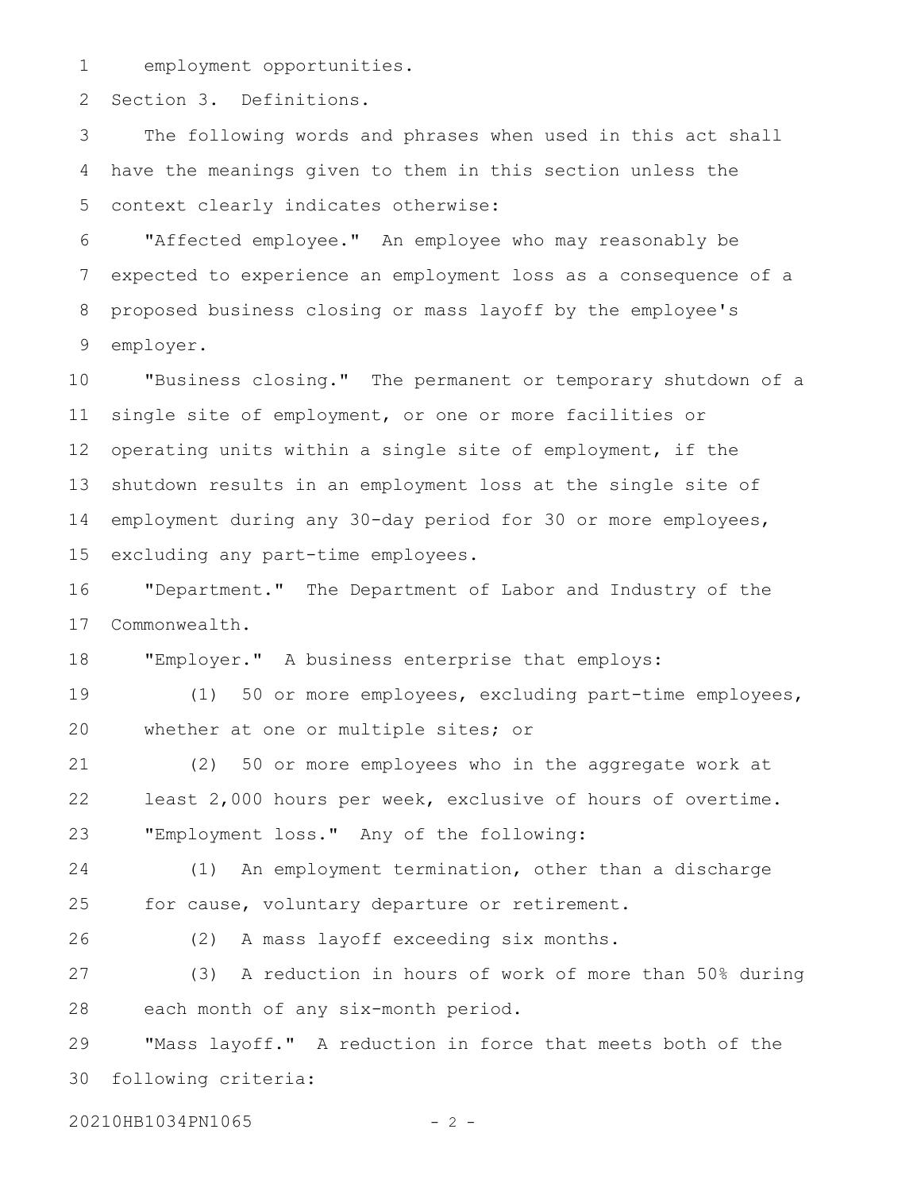employment opportunities.

Section 3. Definitions.

The following words and phrases when used in this act shall have the meanings given to them in this section unless the context clearly indicates otherwise:

"Affected employee." An employee who may reasonably be expected to experience an employment loss as a consequence of a proposed business closing or mass layoff by the employee's employer.

"Business closing." The permanent or temporary shutdown of a single site of employment, or one or more facilities or operating units within a single site of employment, if the shutdown results in an employment loss at the single site of employment during any 30-day period for 30 or more employees, excluding any part-time employees.

"Department." The Department of Labor and Industry of the Commonwealth.

"Employer." A business enterprise that employs:

(1) 50 or more employees, excluding part-time employees, whether at one or multiple sites; or

(2) 50 or more employees who in the aggregate work at least 2,000 hours per week, exclusive of hours of overtime.

"Employment loss." Any of the following:

(1) An employment termination, other than a discharge for cause, voluntary departure or retirement.

(2) A mass layoff exceeding six months.

(3) A reduction in hours of work of more than 50% during each month of any six-month period.

"Mass layoff." A reduction in force that meets both of the following criteria: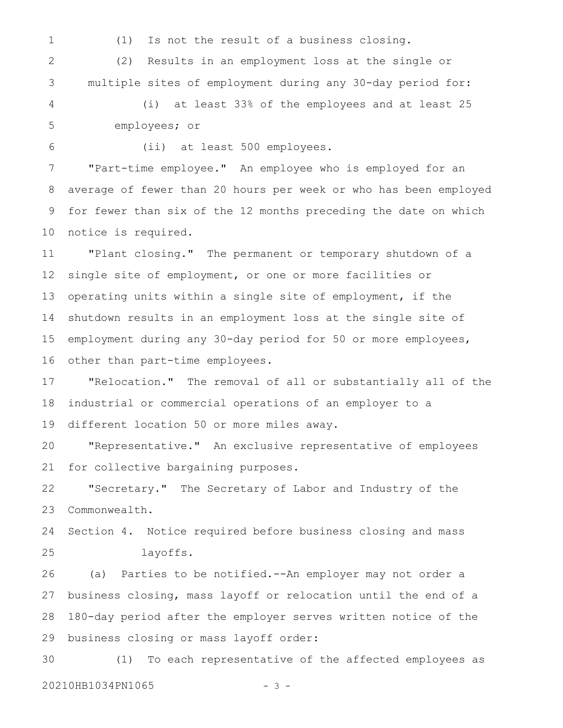(1) Is not the result of a business closing.

(2) Results in an employment loss at the single or multiple sites of employment during any 30-day period for:

(i) at least 33% of the employees and at least 25 employees; or

(ii) at least 500 employees.

"Part-time employee." An employee who is employed for an average of fewer than 20 hours per week or who has been employed for fewer than six of the 12 months preceding the date on which notice is required.

"Plant closing." The permanent or temporary shutdown of a single site of employment, or one or more facilities or operating units within a single site of employment, if the shutdown results in an employment loss at the single site of employment during any 30-day period for 50 or more employees, other than part-time employees.

"Relocation." The removal of all or substantially all of the industrial or commercial operations of an employer to a different location 50 or more miles away.

"Representative." An exclusive representative of employees for collective bargaining purposes.

"Secretary." The Secretary of Labor and Industry of the Commonwealth.

Section 4. Notice required before business closing and mass layoffs.

(a) Parties to be notified.--An employer may not order a business closing, mass layoff or relocation until the end of a 180-day period after the employer serves written notice of the business closing or mass layoff order:

(1) To each representative of the affected employees as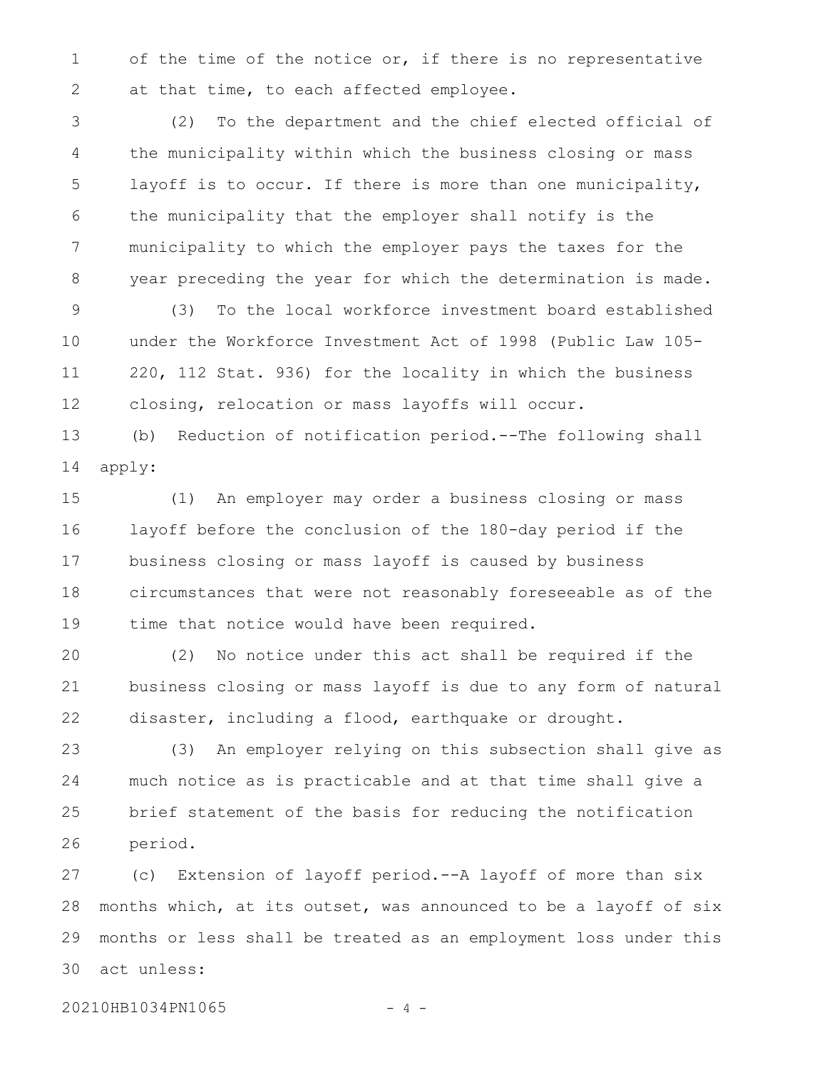of the time of the notice or, if there is no representative at that time, to each affected employee.

(2) To the department and the chief elected official of the municipality within which the business closing or mass layoff is to occur. If there is more than one municipality, the municipality that the employer shall notify is the municipality to which the employer pays the taxes for the year preceding the year for which the determination is made.

(3) To the local workforce investment board established under the Workforce Investment Act of 1998 (Public Law 105-220, 112 Stat. 936) for the locality in which the business closing, relocation or mass layoffs will occur.

(b) Reduction of notification period.--The following shall apply:

(1) An employer may order a business closing or mass layoff before the conclusion of the 180-day period if the business closing or mass layoff is caused by business circumstances that were not reasonably foreseeable as of the time that notice would have been required.

(2) No notice under this act shall be required if the business closing or mass layoff is due to any form of natural disaster, including a flood, earthquake or drought.

(3) An employer relying on this subsection shall give as much notice as is practicable and at that time shall give a brief statement of the basis for reducing the notification period.

(c) Extension of layoff period.--A layoff of more than six months which, at its outset, was announced to be a layoff of six months or less shall be treated as an employment loss under this act unless: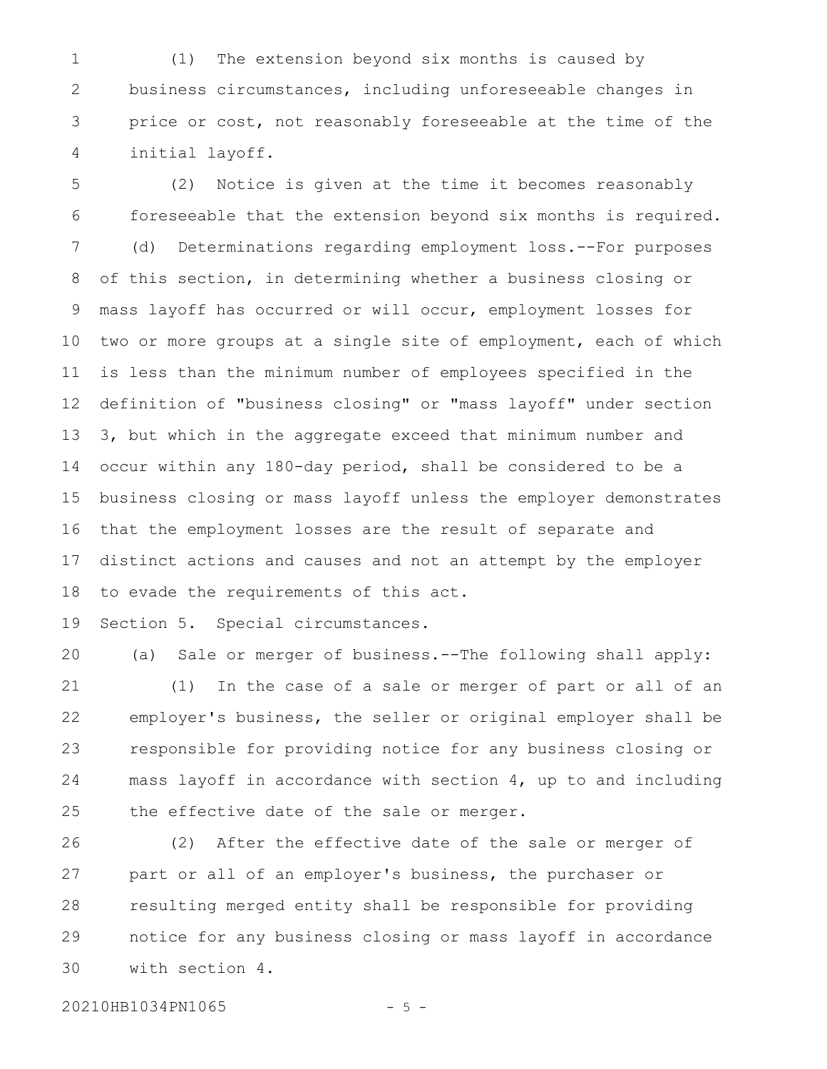(1) The extension beyond six months is caused by business circumstances, including unforeseeable changes in price or cost, not reasonably foreseeable at the time of the initial layoff.

(2) Notice is given at the time it becomes reasonably foreseeable that the extension beyond six months is required.

(d) Determinations regarding employment loss.--For purposes of this section, in determining whether a business closing or mass layoff has occurred or will occur, employment losses for two or more groups at a single site of employment, each of which is less than the minimum number of employees specified in the definition of "business closing" or "mass layoff" under section 3, but which in the aggregate exceed that minimum number and occur within any 180-day period, shall be considered to be a business closing or mass layoff unless the employer demonstrates that the employment losses are the result of separate and distinct actions and causes and not an attempt by the employer to evade the requirements of this act.

Section 5. Special circumstances.

(a) Sale or merger of business.--The following shall apply:

(1) In the case of a sale or merger of part or all of an employer's business, the seller or original employer shall be responsible for providing notice for any business closing or mass layoff in accordance with section 4, up to and including the effective date of the sale or merger.

(2) After the effective date of the sale or merger of part or all of an employer's business, the purchaser or resulting merged entity shall be responsible for providing notice for any business closing or mass layoff in accordance with section 4.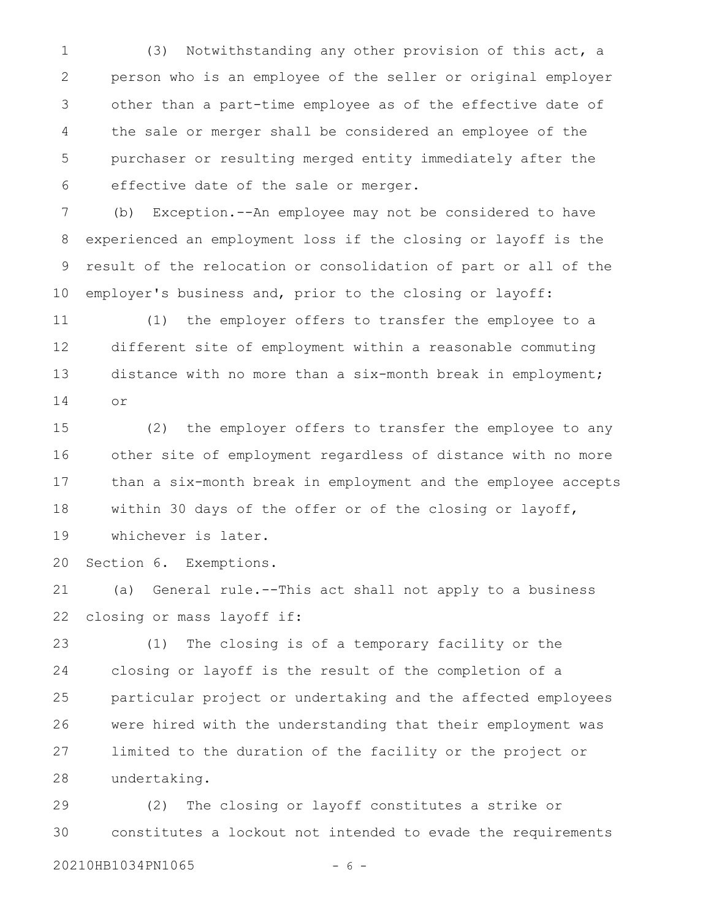(3) Notwithstanding any other provision of this act, a person who is an employee of the seller or original employer other than a part-time employee as of the effective date of the sale or merger shall be considered an employee of the purchaser or resulting merged entity immediately after the effective date of the sale or merger.

(b) Exception.--An employee may not be considered to have experienced an employment loss if the closing or layoff is the result of the relocation or consolidation of part or all of the employer's business and, prior to the closing or layoff:

(1) the employer offers to transfer the employee to a different site of employment within a reasonable commuting distance with no more than a six-month break in employment; or

(2) the employer offers to transfer the employee to any other site of employment regardless of distance with no more than a six-month break in employment and the employee accepts within 30 days of the offer or of the closing or layoff, whichever is later.

Section 6. Exemptions.

(a) General rule.--This act shall not apply to a business closing or mass layoff if:

(1) The closing is of a temporary facility or the closing or layoff is the result of the completion of a particular project or undertaking and the affected employees were hired with the understanding that their employment was limited to the duration of the facility or the project or undertaking.

(2) The closing or layoff constitutes a strike or constitutes a lockout not intended to evade the requirements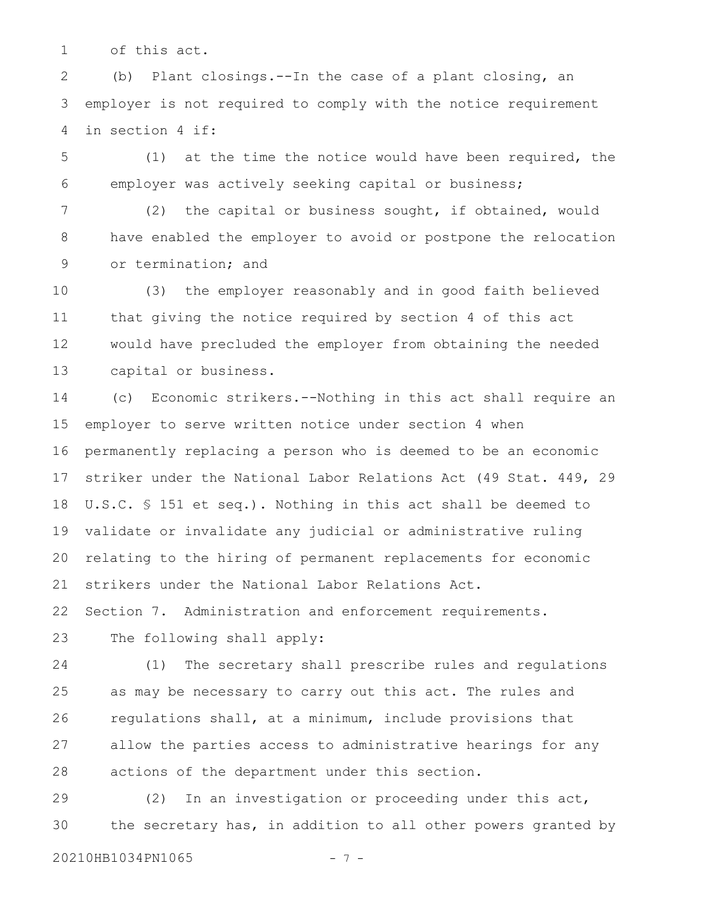of this act.

(b) Plant closings.--In the case of a plant closing, an employer is not required to comply with the notice requirement in section 4 if:

(1) at the time the notice would have been required, the employer was actively seeking capital or business;

(2) the capital or business sought, if obtained, would have enabled the employer to avoid or postpone the relocation or termination; and

(3) the employer reasonably and in good faith believed that giving the notice required by section 4 of this act would have precluded the employer from obtaining the needed capital or business.

(c) Economic strikers.--Nothing in this act shall require an employer to serve written notice under section 4 when permanently replacing a person who is deemed to be an economic striker under the National Labor Relations Act (49 Stat. 449, 29 U.S.C. § 151 et seq.). Nothing in this act shall be deemed to validate or invalidate any judicial or administrative ruling relating to the hiring of permanent replacements for economic strikers under the National Labor Relations Act.

Section 7. Administration and enforcement requirements.

The following shall apply:

(1) The secretary shall prescribe rules and regulations as may be necessary to carry out this act. The rules and regulations shall, at a minimum, include provisions that allow the parties access to administrative hearings for any actions of the department under this section.

(2) In an investigation or proceeding under this act, the secretary has, in addition to all other powers granted by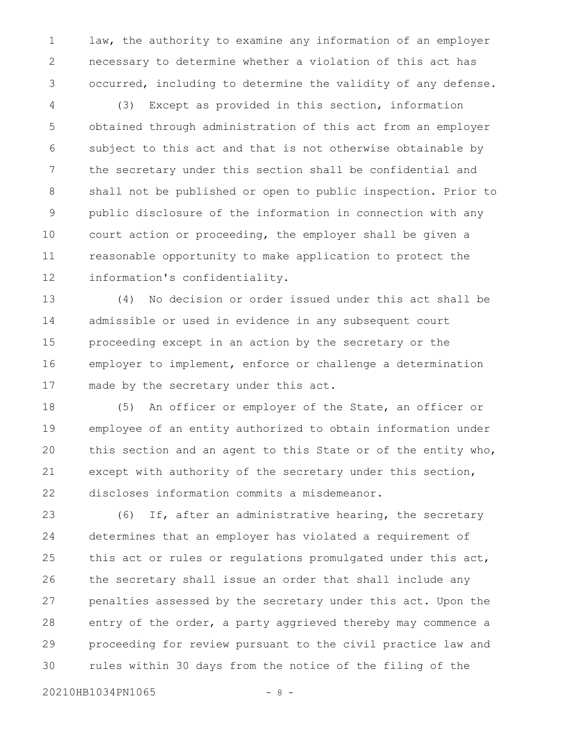law, the authority to examine any information of an employer necessary to determine whether a violation of this act has occurred, including to determine the validity of any defense.

(3) Except as provided in this section, information obtained through administration of this act from an employer subject to this act and that is not otherwise obtainable by the secretary under this section shall be confidential and shall not be published or open to public inspection. Prior to public disclosure of the information in connection with any court action or proceeding, the employer shall be given a reasonable opportunity to make application to protect the information's confidentiality.

(4) No decision or order issued under this act shall be admissible or used in evidence in any subsequent court proceeding except in an action by the secretary or the employer to implement, enforce or challenge a determination made by the secretary under this act.

(5) An officer or employer of the State, an officer or employee of an entity authorized to obtain information under this section and an agent to this State or of the entity who, except with authority of the secretary under this section, discloses information commits a misdemeanor.

(6) If, after an administrative hearing, the secretary determines that an employer has violated a requirement of this act or rules or regulations promulgated under this act, the secretary shall issue an order that shall include any penalties assessed by the secretary under this act. Upon the entry of the order, a party aggrieved thereby may commence a proceeding for review pursuant to the civil practice law and rules within 30 days from the notice of the filing of the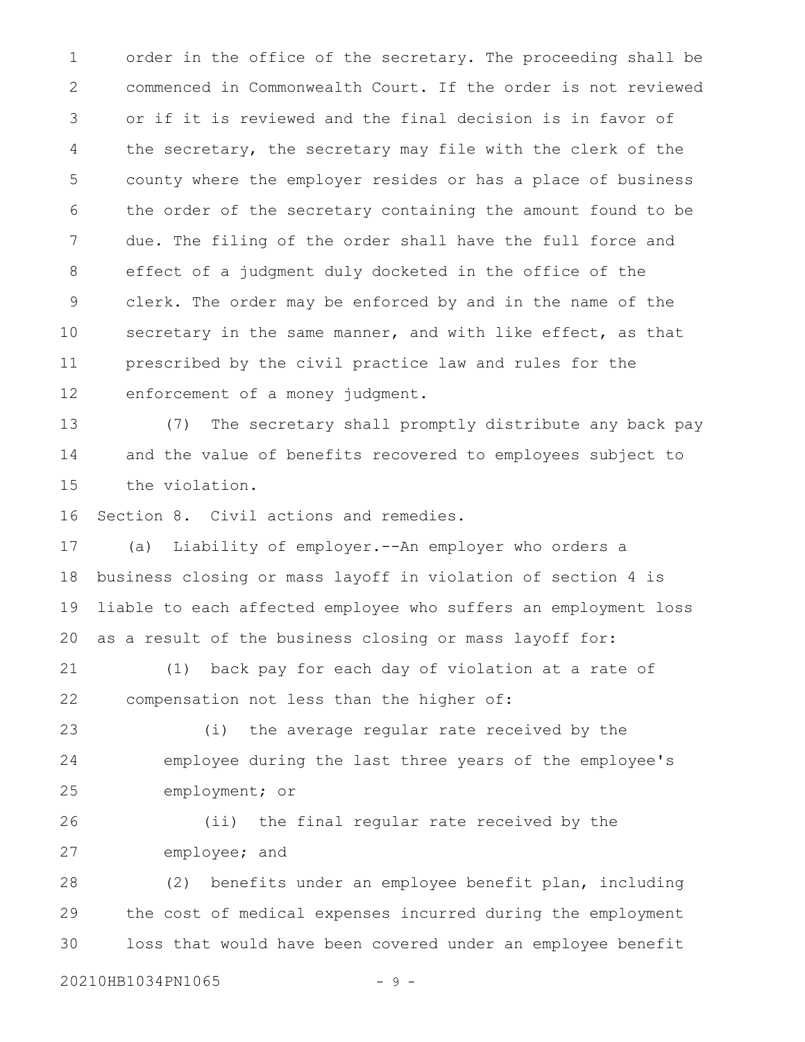order in the office of the secretary. The proceeding shall be commenced in Commonwealth Court. If the order is not reviewed or if it is reviewed and the final decision is in favor of the secretary, the secretary may file with the clerk of the county where the employer resides or has a place of business the order of the secretary containing the amount found to be due. The filing of the order shall have the full force and effect of a judgment duly docketed in the office of the clerk. The order may be enforced by and in the name of the secretary in the same manner, and with like effect, as that prescribed by the civil practice law and rules for the enforcement of a money judgment.

(7) The secretary shall promptly distribute any back pay and the value of benefits recovered to employees subject to the violation.

Section 8. Civil actions and remedies.

(a) Liability of employer.--An employer who orders a business closing or mass layoff in violation of section 4 is liable to each affected employee who suffers an employment loss as a result of the business closing or mass layoff for:

(1) back pay for each day of violation at a rate of compensation not less than the higher of:

(i) the average regular rate received by the employee during the last three years of the employee's employment; or

(ii) the final regular rate received by the employee; and

(2) benefits under an employee benefit plan, including the cost of medical expenses incurred during the employment loss that would have been covered under an employee benefit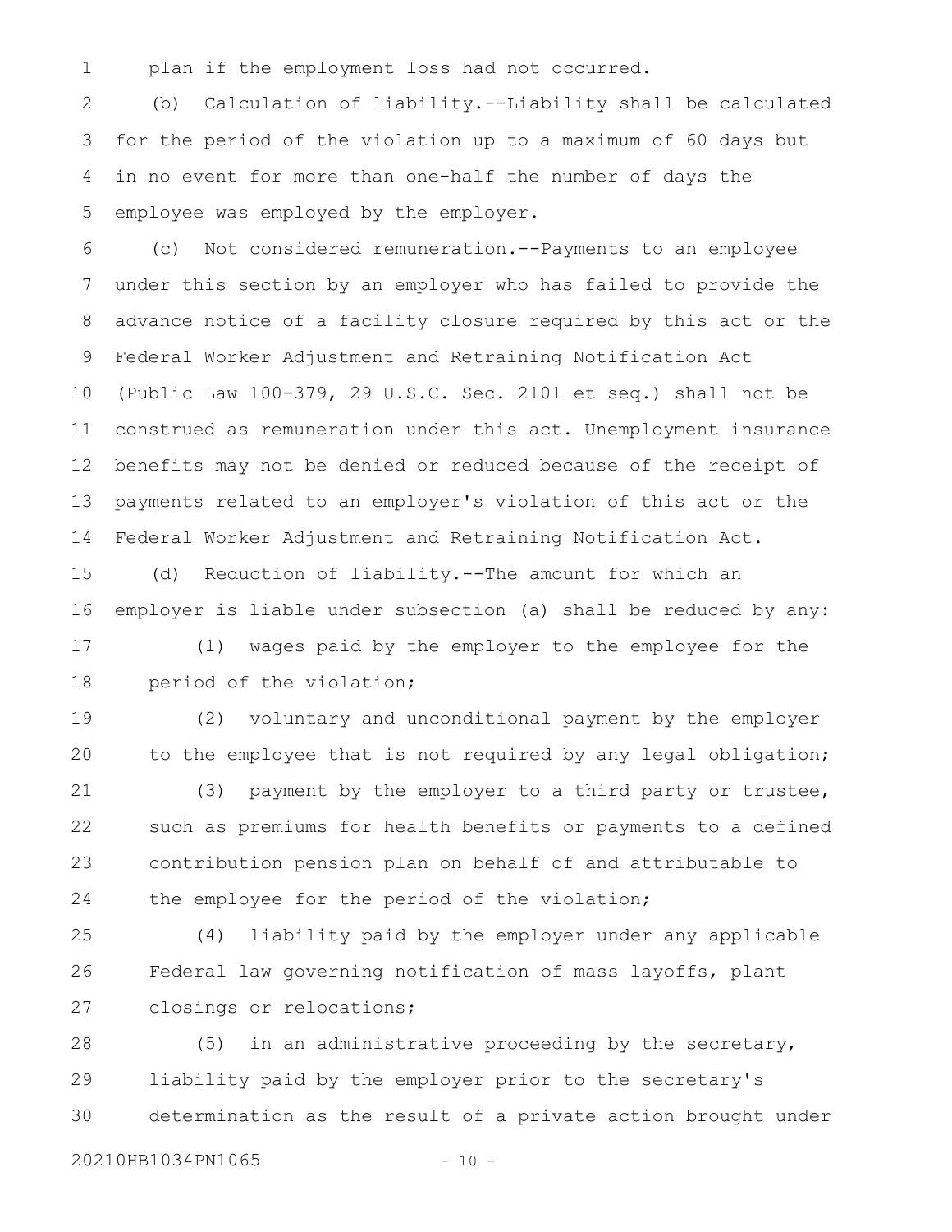plan if the employment loss had not occurred.

(b) Calculation of liability.--Liability shall be calculated for the period of the violation up to a maximum of 60 days but in no event for more than one-half the number of days the employee was employed by the employer.

(c) Not considered remuneration.--Payments to an employee under this section by an employer who has failed to provide the advance notice of a facility closure required by this act or the Federal Worker Adjustment and Retraining Notification Act (Public Law 100-379, 29 U.S.C. Sec. 2101 et seq.) shall not be construed as remuneration under this act. Unemployment insurance benefits may not be denied or reduced because of the receipt of payments related to an employer's violation of this act or the Federal Worker Adjustment and Retraining Notification Act.

(d) Reduction of liability.--The amount for which an employer is liable under subsection (a) shall be reduced by any:

(1) wages paid by the employer to the employee for the period of the violation;

(2) voluntary and unconditional payment by the employer to the employee that is not required by any legal obligation;

(3) payment by the employer to a third party or trustee, such as premiums for health benefits or payments to a defined contribution pension plan on behalf of and attributable to the employee for the period of the violation;

(4) liability paid by the employer under any applicable Federal law governing notification of mass layoffs, plant closings or relocations;

(5) in an administrative proceeding by the secretary, liability paid by the employer prior to the secretary's determination as the result of a private action brought under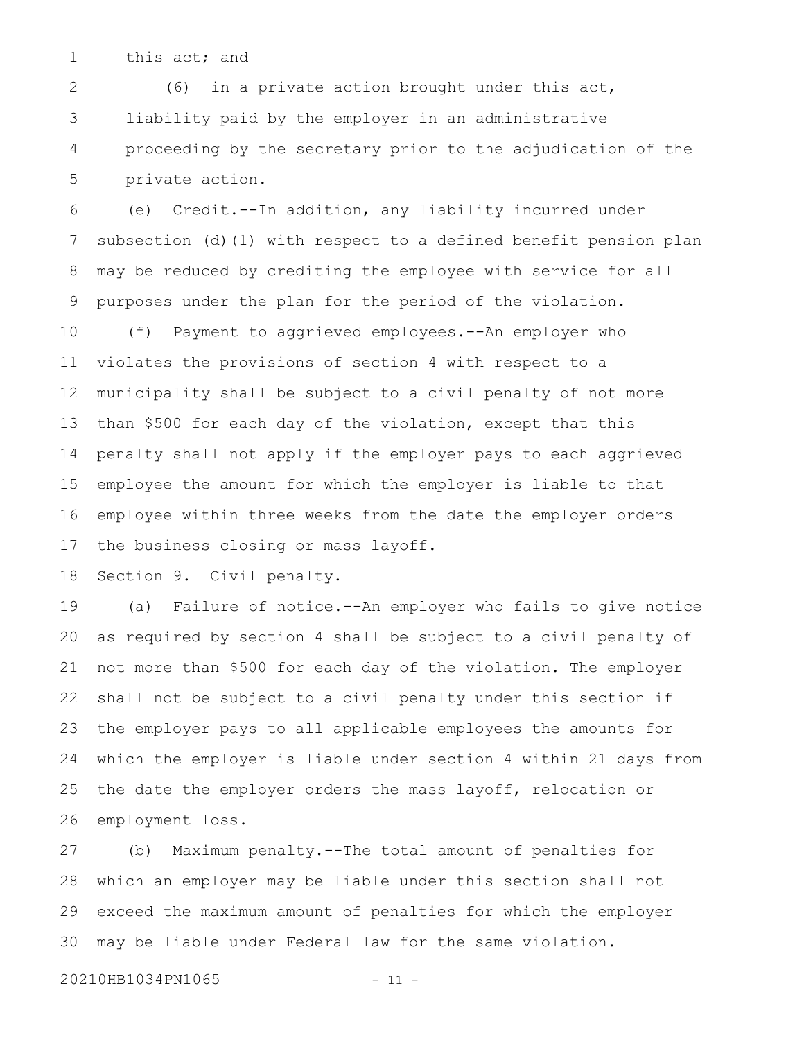this act; and

(6) in a private action brought under this act, liability paid by the employer in an administrative proceeding by the secretary prior to the adjudication of the private action.

(e) Credit.--In addition, any liability incurred under subsection (d)(1) with respect to a defined benefit pension plan may be reduced by crediting the employee with service for all purposes under the plan for the period of the violation.

(f) Payment to aggrieved employees.--An employer who violates the provisions of section 4 with respect to a municipality shall be subject to a civil penalty of not more than $500 for each day of the violation, except that this penalty shall not apply if the employer pays to each aggrieved employee the amount for which the employer is liable to that employee within three weeks from the date the employer orders the business closing or mass layoff.

Section 9. Civil penalty.

(a) Failure of notice.--An employer who fails to give notice as required by section 4 shall be subject to a civil penalty of not more than $500 for each day of the violation. The employer shall not be subject to a civil penalty under this section if the employer pays to all applicable employees the amounts for which the employer is liable under section 4 within 21 days from the date the employer orders the mass layoff, relocation or employment loss.

(b) Maximum penalty.--The total amount of penalties for which an employer may be liable under this section shall not exceed the maximum amount of penalties for which the employer may be liable under Federal law for the same violation.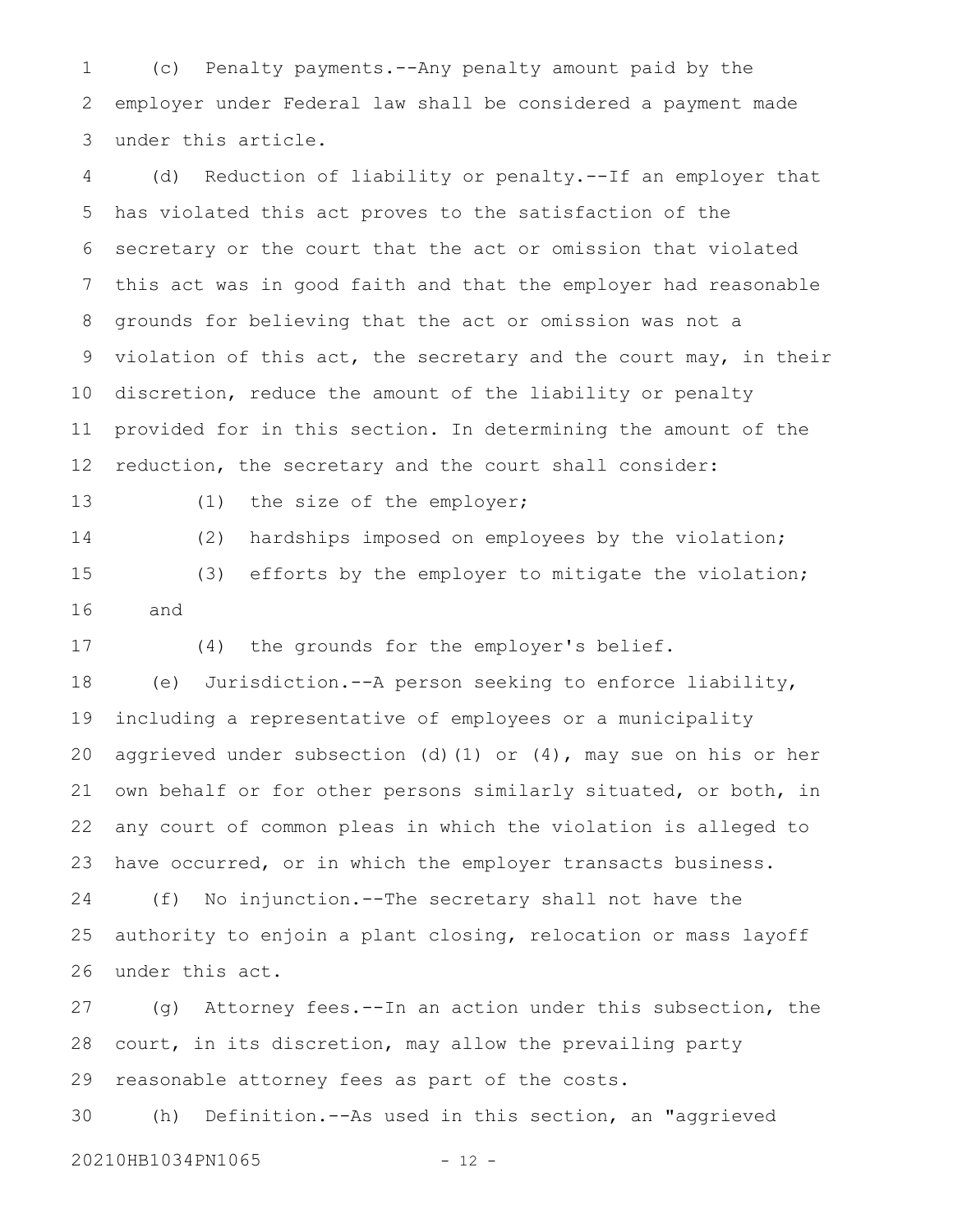(c) Penalty payments.--Any penalty amount paid by the employer under Federal law shall be considered a payment made under this article.

(d) Reduction of liability or penalty.--If an employer that has violated this act proves to the satisfaction of the secretary or the court that the act or omission that violated this act was in good faith and that the employer had reasonable grounds for believing that the act or omission was not a violation of this act, the secretary and the court may, in their discretion, reduce the amount of the liability or penalty provided for in this section. In determining the amount of the reduction, the secretary and the court shall consider:

(1) the size of the employer;

(2) hardships imposed on employees by the violation;

(3) efforts by the employer to mitigate the violation; and

(4) the grounds for the employer's belief.

(e) Jurisdiction.--A person seeking to enforce liability, including a representative of employees or a municipality aggrieved under subsection (d)(1) or (4), may sue on his or her own behalf or for other persons similarly situated, or both, in any court of common pleas in which the violation is alleged to have occurred, or in which the employer transacts business.

(f) No injunction.--The secretary shall not have the authority to enjoin a plant closing, relocation or mass layoff under this act.

(g) Attorney fees.--In an action under this subsection, the court, in its discretion, may allow the prevailing party reasonable attorney fees as part of the costs.

(h) Definition.--As used in this section, an "aggrieved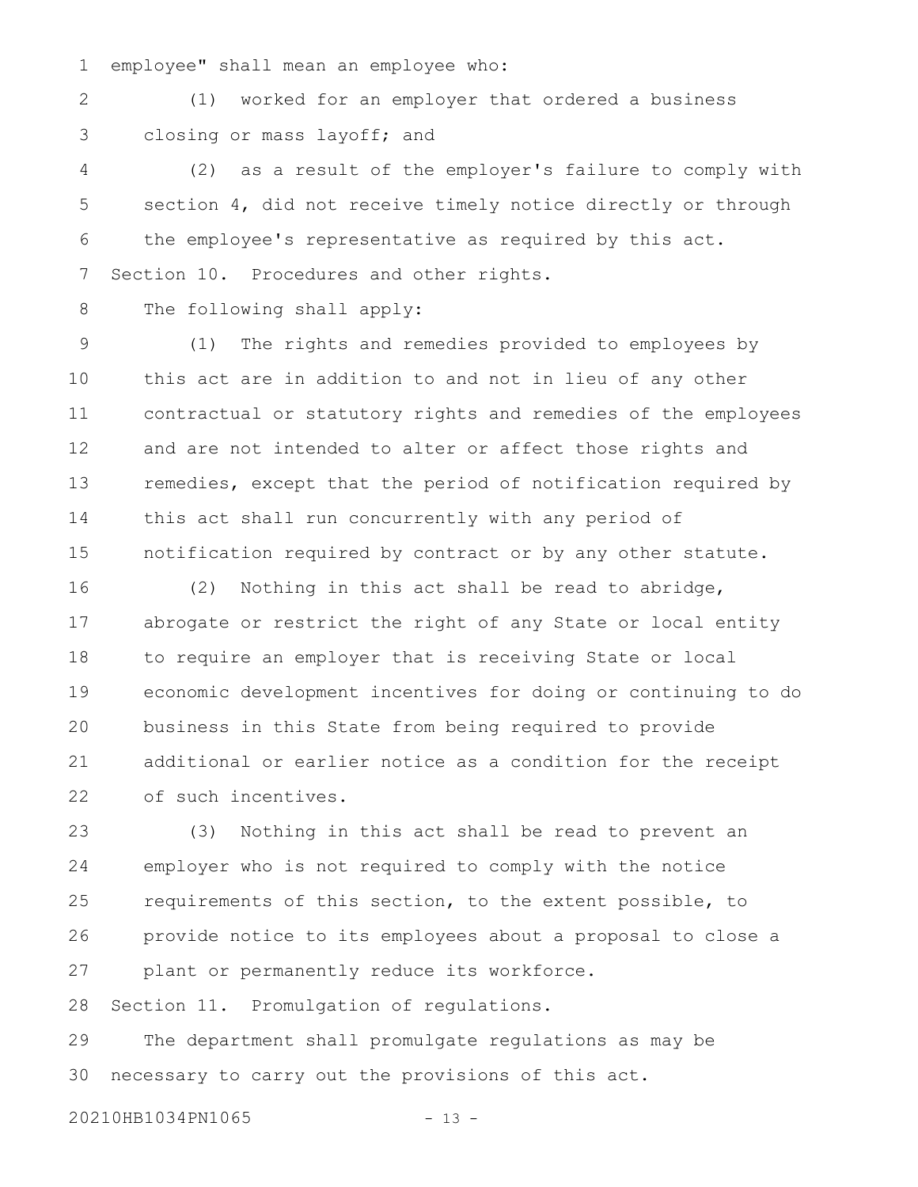employee" shall mean an employee who:

(1) worked for an employer that ordered a business closing or mass layoff; and

(2) as a result of the employer's failure to comply with section 4, did not receive timely notice directly or through the employee's representative as required by this act.

Section 10. Procedures and other rights.

The following shall apply:

(1) The rights and remedies provided to employees by this act are in addition to and not in lieu of any other contractual or statutory rights and remedies of the employees and are not intended to alter or affect those rights and remedies, except that the period of notification required by this act shall run concurrently with any period of notification required by contract or by any other statute.

(2) Nothing in this act shall be read to abridge, abrogate or restrict the right of any State or local entity to require an employer that is receiving State or local economic development incentives for doing or continuing to do business in this State from being required to provide additional or earlier notice as a condition for the receipt of such incentives.

(3) Nothing in this act shall be read to prevent an employer who is not required to comply with the notice requirements of this section, to the extent possible, to provide notice to its employees about a proposal to close a plant or permanently reduce its workforce.

Section 11. Promulgation of regulations.

The department shall promulgate regulations as may be necessary to carry out the provisions of this act.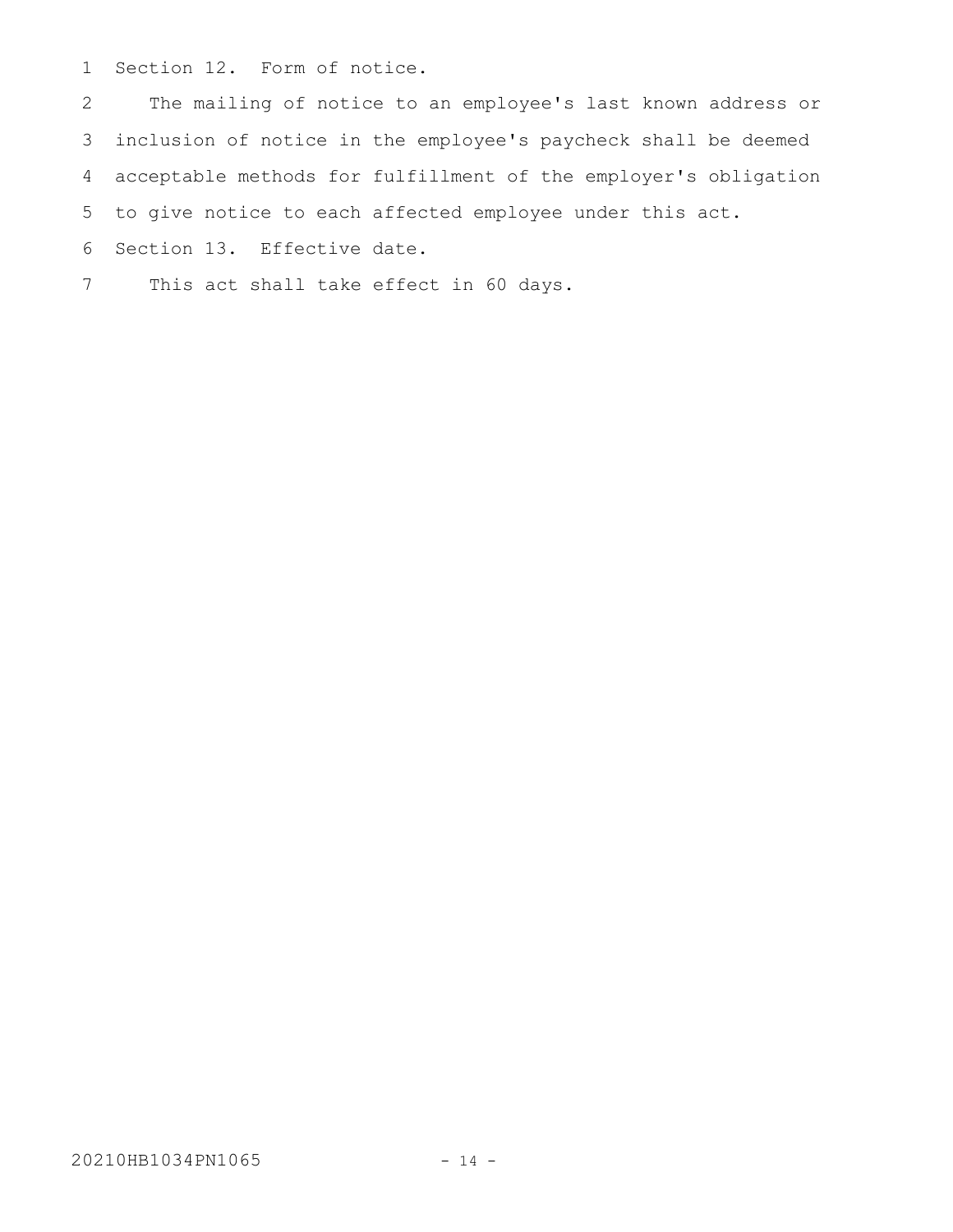Section 12. Form of notice.

The mailing of notice to an employee's last known address or inclusion of notice in the employee's paycheck shall be deemed acceptable methods for fulfillment of the employer's obligation to give notice to each affected employee under this act.

Section 13. Effective date.

This act shall take effect in 60 days.